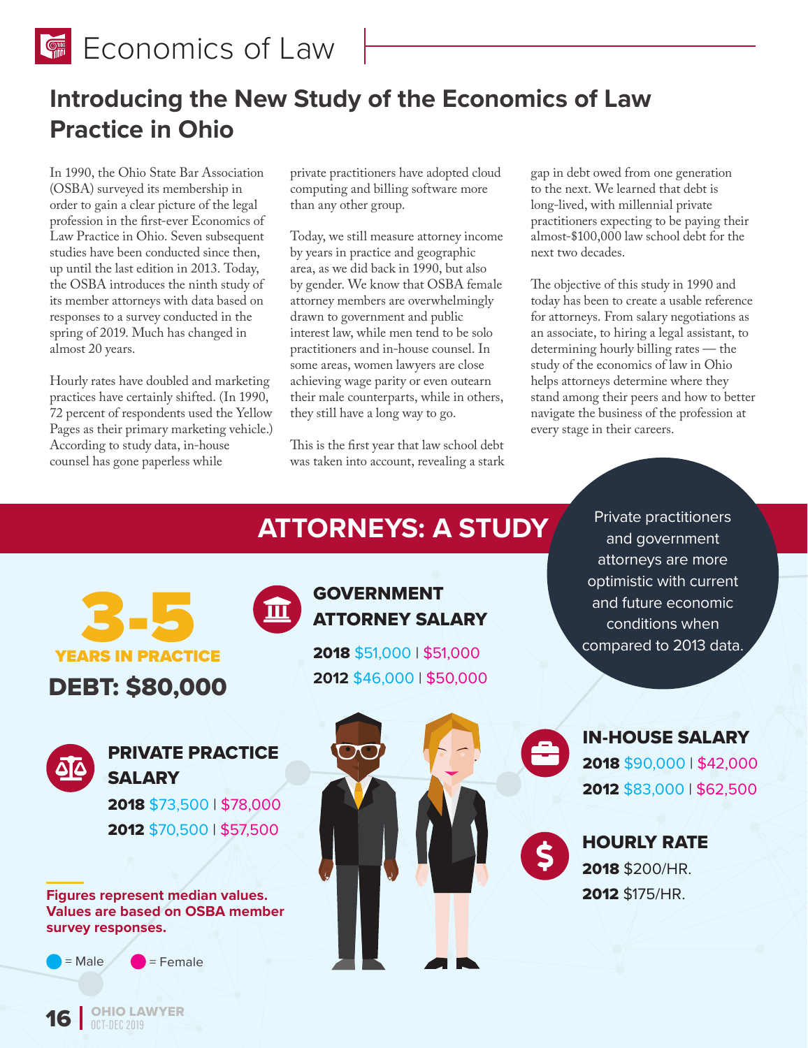# Economics of Law

## Introducing the New Study of the Economics of Law Practice in Ohio

In 1990, the Ohio State Bar Association (OSBA) surveyed its membership in order to gain a clear picture of the legal profession in the first-ever Economics of Law Practice in Ohio. Seven subsequent studies have been conducted since then, up until the last edition in 2013. Today, the OSBA introduces the ninth study of its member attorneys with data based on responses to a survey conducted in the spring of 2019. Much has changed in almost 20 years.

Hourly rates have doubled and marketing practices have certainly shifted. (In 1990, 72 percent of respondents used the Yellow Pages as their primary marketing vehicle.) According to study data, in-house counsel has gone paperless while private practitioners have adopted cloud computing and billing software more than any other group.

Today, we still measure attorney income by years in practice and geographic area, as we did back in 1990, but also by gender. We know that OSBA female attorney members are overwhelmingly drawn to government and public interest law, while men tend to be solo practitioners and in-house counsel. In some areas, women lawyers are close achieving wage parity or even outearn their male counterparts, while in others, they still have a long way to go.

This is the first year that law school debt was taken into account, revealing a stark gap in debt owed from one generation to the next. We learned that debt is long-lived, with millennial private practitioners expecting to be paying their almost-$100,000 law school debt for the next two decades.

The objective of this study in 1990 and today has been to create a usable reference for attorneys. From salary negotiations as an associate, to hiring a legal assistant, to determining hourly billing rates — the study of the economics of law in Ohio helps attorneys determine where they stand among their peers and how to better navigate the business of the profession at every stage in their careers.

## ATTORNEYS: A STUDY

Private practitioners and government attorneys are more optimistic with current and future economic conditions when compared to 2013 data.

**3-5 YEARS IN PRACTICE**

**DEBT: $80,000**

### GOVERNMENT ATTORNEY SALARY

**2018** $51,000 | $51,000

**2012** $46,000 | $50,000

### PRIVATE PRACTICE SALARY

**2018** $73,500 | $78,000

**2012** $70,500 | $57,500

### IN-HOUSE SALARY

**2018** $90,000 | $42,000

**2012** $83,000 | $62,500

### HOURLY RATE

**2018** $200/HR.

**2012** $175/HR.

**Figures represent median values. Values are based on OSBA member survey responses.**

● = Male ● = Female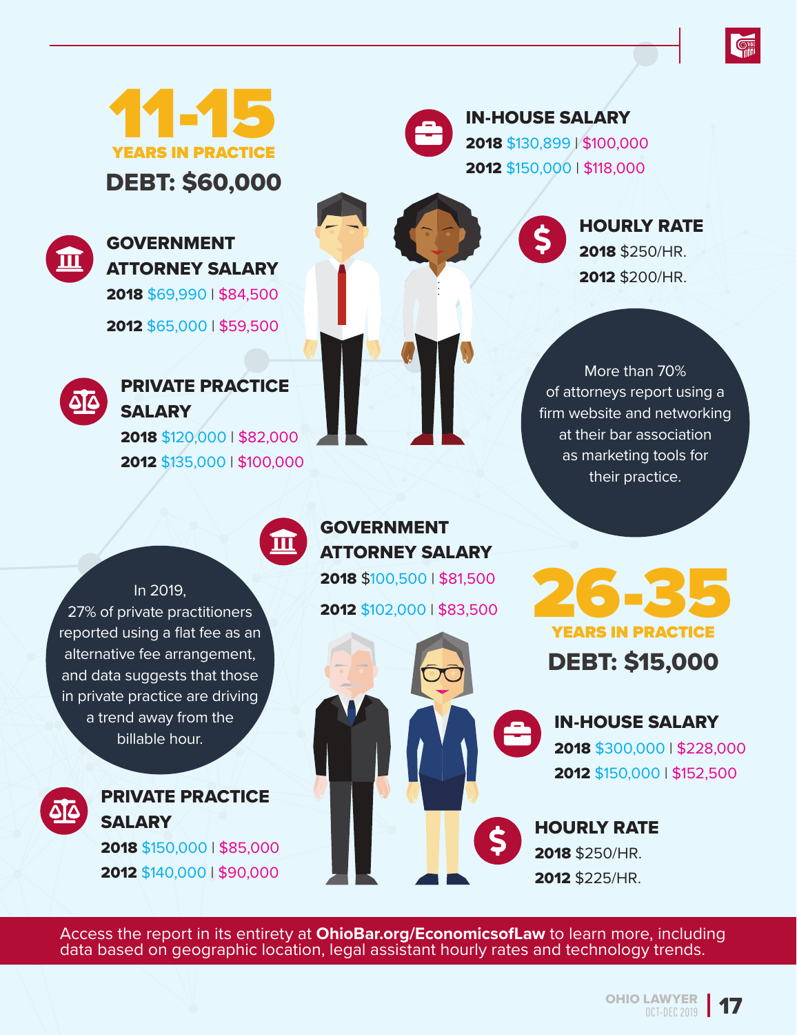# 11-15

## YEARS IN PRACTICE

## DEBT: $60,000

### GOVERNMENT ATTORNEY SALARY

**2018** $69,990 | $84,500

**2012** $65,000 | $59,500

### PRIVATE PRACTICE SALARY

**2018** $120,000 | $82,000

**2012** $135,000 | $100,000

### IN-HOUSE SALARY

**2018** $130,899 | $100,000

**2012** $150,000 | $118,000

### HOURLY RATE

**2018** $250/HR.

**2012** $200/HR.

More than 70% of attorneys report using a firm website and networking at their bar association as marketing tools for their practice.

# 26-35

## YEARS IN PRACTICE

## DEBT: $15,000

### GOVERNMENT ATTORNEY SALARY

**2018** $100,500 | $81,500

**2012** $102,000 | $83,500

### PRIVATE PRACTICE SALARY

**2018** $150,000 | $85,000

**2012** $140,000 | $90,000

### IN-HOUSE SALARY

**2018** $300,000 | $228,000

**2012** $150,000 | $152,500

### HOURLY RATE

**2018** $250/HR.

**2012** $225/HR.

In 2019, 27% of private practitioners reported using a flat fee as an alternative fee arrangement, and data suggests that those in private practice are driving a trend away from the billable hour.

Access the report in its entirety at **OhioBar.org/EconomicsofLaw** to learn more, including data based on geographic location, legal assistant hourly rates and technology trends.